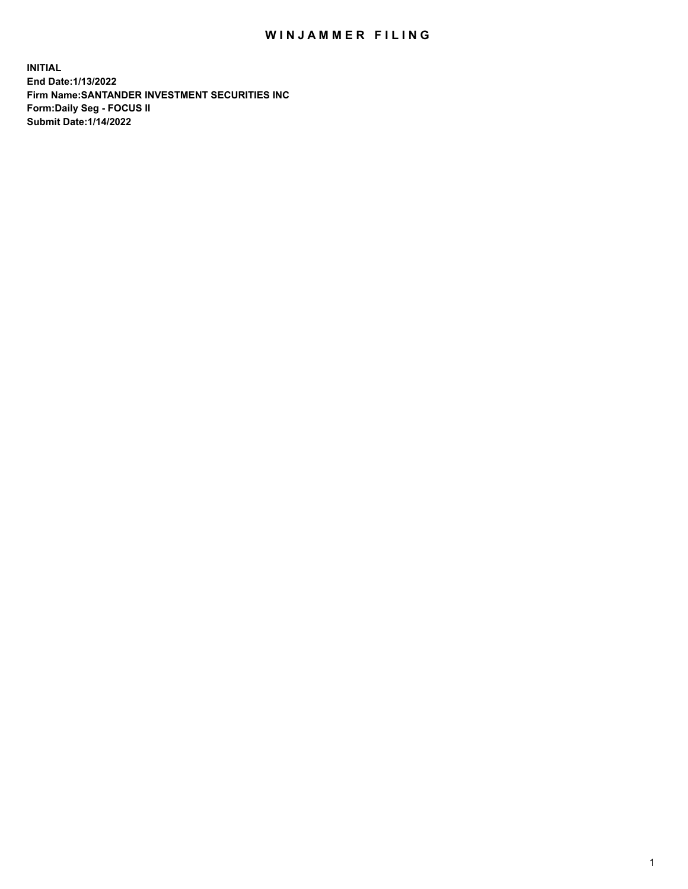# WINJAMMER FILING

**INITIAL**
**End Date:1/13/2022**
**Firm Name:SANTANDER INVESTMENT SECURITIES INC**
**Form:Daily Seg - FOCUS II**
**Submit Date:1/14/2022**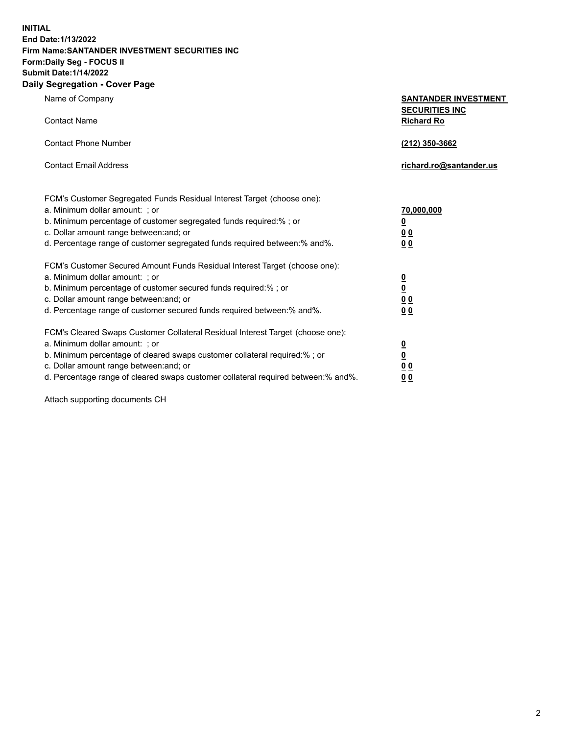**INITIAL**
**End Date:1/13/2022**
**Firm Name:SANTANDER INVESTMENT SECURITIES INC**
**Form:Daily Seg - FOCUS II**
**Submit Date:1/14/2022**

## Daily Segregation - Cover Page

| | |
|---|---|
| Name of Company | **SANTANDER INVESTMENT SECURITIES INC** |
| Contact Name | **Richard Ro** |
| Contact Phone Number | **(212) 350-3662** |
| Contact Email Address | **richard.ro@santander.us** |

| | |
|---|---|
| FCM's Customer Segregated Funds Residual Interest Target (choose one): | |
| a. Minimum dollar amount: ; or | **70,000,000** |
| b. Minimum percentage of customer segregated funds required:% ; or | **0** |
| c. Dollar amount range between:and; or | **0 0** |
| d. Percentage range of customer segregated funds required between:% and%. | **0 0** |
| FCM's Customer Secured Amount Funds Residual Interest Target (choose one): | |
| a. Minimum dollar amount: ; or | **0** |
| b. Minimum percentage of customer secured funds required:% ; or | **0** |
| c. Dollar amount range between:and; or | **0 0** |
| d. Percentage range of customer secured funds required between:% and%. | **0 0** |
| FCM's Cleared Swaps Customer Collateral Residual Interest Target (choose one): | |
| a. Minimum dollar amount: ; or | **0** |
| b. Minimum percentage of cleared swaps customer collateral required:% ; or | **0** |
| c. Dollar amount range between:and; or | **0 0** |
| d. Percentage range of cleared swaps customer collateral required between:% and%. | **0 0** |

Attach supporting documents CH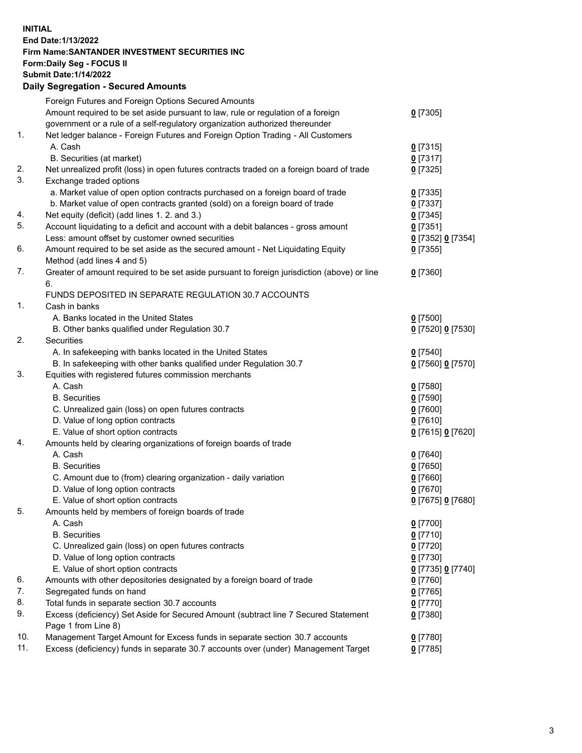**INITIAL**
**End Date:1/13/2022**
**Firm Name:SANTANDER INVESTMENT SECURITIES INC**
**Form:Daily Seg - FOCUS II**
**Submit Date:1/14/2022**

## Daily Segregation - Secured Amounts

| | | |
|---|---|---|
| | Foreign Futures and Foreign Options Secured Amounts | |
| | Amount required to be set aside pursuant to law, rule or regulation of a foreign government or a rule of a self-regulatory organization authorized thereunder | 0 [7305] |
| 1. | Net ledger balance - Foreign Futures and Foreign Option Trading - All Customers | |
| | A. Cash | 0 [7315] |
| | B. Securities (at market) | 0 [7317] |
| 2. | Net unrealized profit (loss) in open futures contracts traded on a foreign board of trade | 0 [7325] |
| 3. | Exchange traded options | |
| | a. Market value of open option contracts purchased on a foreign board of trade | 0 [7335] |
| | b. Market value of open contracts granted (sold) on a foreign board of trade | 0 [7337] |
| 4. | Net equity (deficit) (add lines 1. 2. and 3.) | 0 [7345] |
| 5. | Account liquidating to a deficit and account with a debit balances - gross amount | 0 [7351] |
| | Less: amount offset by customer owned securities | 0 [7352] 0 [7354] |
| 6. | Amount required to be set aside as the secured amount - Net Liquidating Equity Method (add lines 4 and 5) | 0 [7355] |
| 7. | Greater of amount required to be set aside pursuant to foreign jurisdiction (above) or line 6. | 0 [7360] |
| | FUNDS DEPOSITED IN SEPARATE REGULATION 30.7 ACCOUNTS | |
| 1. | Cash in banks | |
| | A. Banks located in the United States | 0 [7500] |
| | B. Other banks qualified under Regulation 30.7 | 0 [7520] 0 [7530] |
| 2. | Securities | |
| | A. In safekeeping with banks located in the United States | 0 [7540] |
| | B. In safekeeping with other banks qualified under Regulation 30.7 | 0 [7560] 0 [7570] |
| 3. | Equities with registered futures commission merchants | |
| | A. Cash | 0 [7580] |
| | B. Securities | 0 [7590] |
| | C. Unrealized gain (loss) on open futures contracts | 0 [7600] |
| | D. Value of long option contracts | 0 [7610] |
| | E. Value of short option contracts | 0 [7615] 0 [7620] |
| 4. | Amounts held by clearing organizations of foreign boards of trade | |
| | A. Cash | 0 [7640] |
| | B. Securities | 0 [7650] |
| | C. Amount due to (from) clearing organization - daily variation | 0 [7660] |
| | D. Value of long option contracts | 0 [7670] |
| | E. Value of short option contracts | 0 [7675] 0 [7680] |
| 5. | Amounts held by members of foreign boards of trade | |
| | A. Cash | 0 [7700] |
| | B. Securities | 0 [7710] |
| | C. Unrealized gain (loss) on open futures contracts | 0 [7720] |
| | D. Value of long option contracts | 0 [7730] |
| | E. Value of short option contracts | 0 [7735] 0 [7740] |
| 6. | Amounts with other depositories designated by a foreign board of trade | 0 [7760] |
| 7. | Segregated funds on hand | 0 [7765] |
| 8. | Total funds in separate section 30.7 accounts | 0 [7770] |
| 9. | Excess (deficiency) Set Aside for Secured Amount (subtract line 7 Secured Statement Page 1 from Line 8) | 0 [7380] |
| 10. | Management Target Amount for Excess funds in separate section 30.7 accounts | 0 [7780] |
| 11. | Excess (deficiency) funds in separate 30.7 accounts over (under) Management Target | 0 [7785] |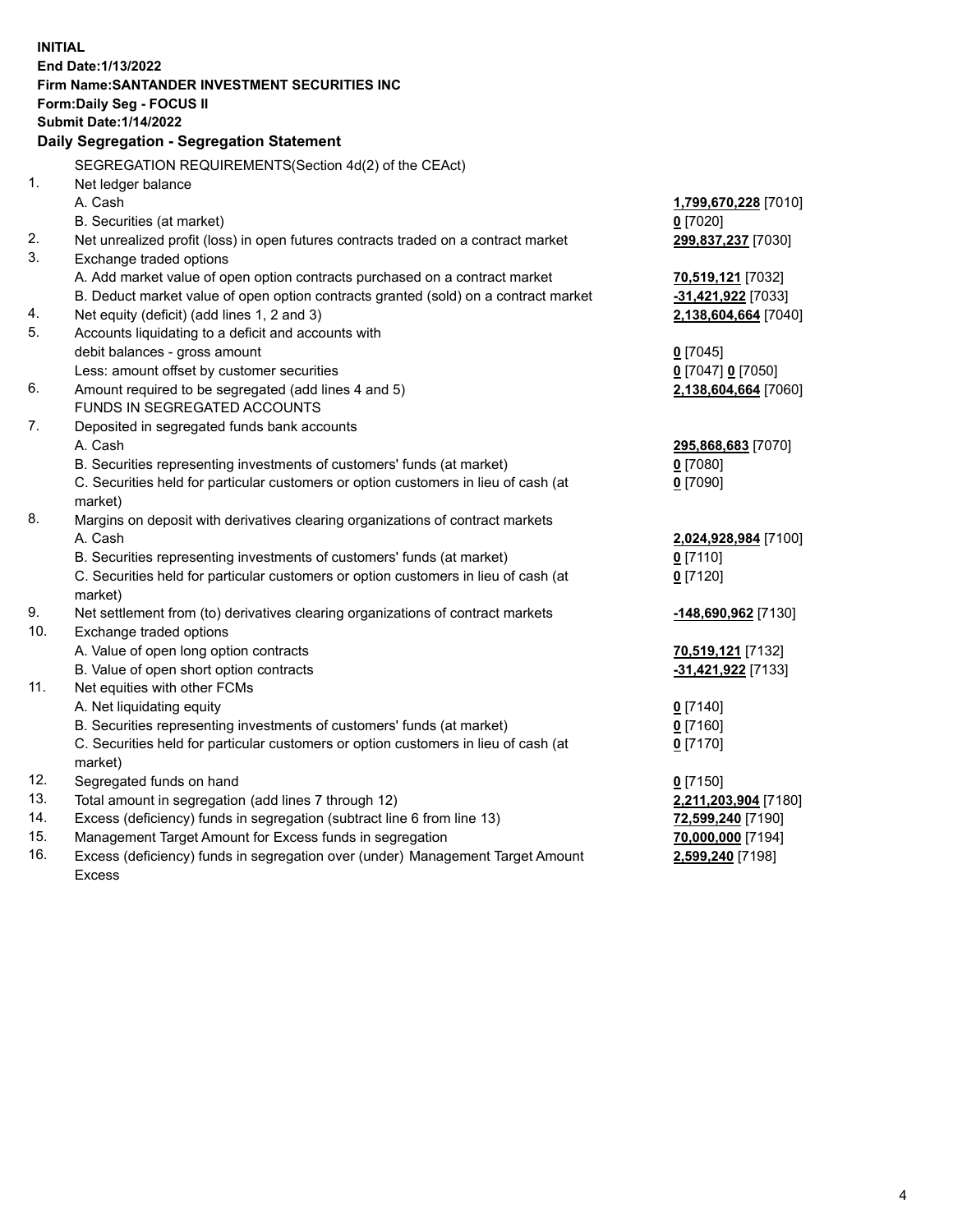**INITIAL**
**End Date:1/13/2022**
**Firm Name:SANTANDER INVESTMENT SECURITIES INC**
**Form:Daily Seg - FOCUS II**
**Submit Date:1/14/2022**

## Daily Segregation - Segregation Statement

SEGREGATION REQUIREMENTS(Section 4d(2) of the CEAct)

| | | |
|---|---|---|
| 1. | Net ledger balance | |
| | A. Cash | **1,799,670,228** [7010] |
| | B. Securities (at market) | **0** [7020] |
| 2. | Net unrealized profit (loss) in open futures contracts traded on a contract market | **299,837,237** [7030] |
| 3. | Exchange traded options | |
| | A. Add market value of open option contracts purchased on a contract market | **70,519,121** [7032] |
| | B. Deduct market value of open option contracts granted (sold) on a contract market | **-31,421,922** [7033] |
| 4. | Net equity (deficit) (add lines 1, 2 and 3) | **2,138,604,664** [7040] |
| 5. | Accounts liquidating to a deficit and accounts with debit balances - gross amount | **0** [7045] |
| | Less: amount offset by customer securities | **0** [7047] **0** [7050] |
| 6. | Amount required to be segregated (add lines 4 and 5) | **2,138,604,664** [7060] |
| | FUNDS IN SEGREGATED ACCOUNTS | |
| 7. | Deposited in segregated funds bank accounts | |
| | A. Cash | **295,868,683** [7070] |
| | B. Securities representing investments of customers' funds (at market) | **0** [7080] |
| | C. Securities held for particular customers or option customers in lieu of cash (at market) | **0** [7090] |
| 8. | Margins on deposit with derivatives clearing organizations of contract markets | |
| | A. Cash | **2,024,928,984** [7100] |
| | B. Securities representing investments of customers' funds (at market) | **0** [7110] |
| | C. Securities held for particular customers or option customers in lieu of cash (at market) | **0** [7120] |
| 9. | Net settlement from (to) derivatives clearing organizations of contract markets | **-148,690,962** [7130] |
| 10. | Exchange traded options | |
| | A. Value of open long option contracts | **70,519,121** [7132] |
| | B. Value of open short option contracts | **-31,421,922** [7133] |
| 11. | Net equities with other FCMs | |
| | A. Net liquidating equity | **0** [7140] |
| | B. Securities representing investments of customers' funds (at market) | **0** [7160] |
| | C. Securities held for particular customers or option customers in lieu of cash (at market) | **0** [7170] |
| 12. | Segregated funds on hand | **0** [7150] |
| 13. | Total amount in segregation (add lines 7 through 12) | **2,211,203,904** [7180] |
| 14. | Excess (deficiency) funds in segregation (subtract line 6 from line 13) | **72,599,240** [7190] |
| 15. | Management Target Amount for Excess funds in segregation | **70,000,000** [7194] |
| 16. | Excess (deficiency) funds in segregation over (under) Management Target Amount Excess | **2,599,240** [7198] |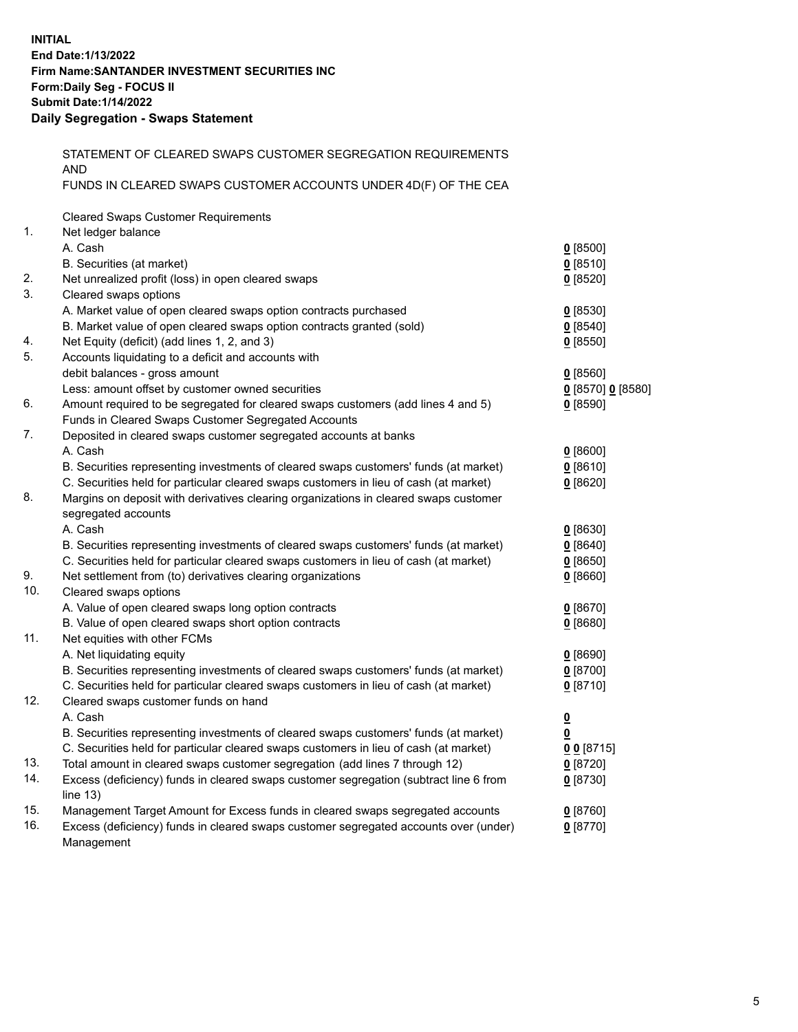**INITIAL**
**End Date:1/13/2022**
**Firm Name:SANTANDER INVESTMENT SECURITIES INC**
**Form:Daily Seg - FOCUS II**
**Submit Date:1/14/2022**
**Daily Segregation - Swaps Statement**

STATEMENT OF CLEARED SWAPS CUSTOMER SEGREGATION REQUIREMENTS AND
FUNDS IN CLEARED SWAPS CUSTOMER ACCOUNTS UNDER 4D(F) OF THE CEA

| | | |
|---|---|---|
| | Cleared Swaps Customer Requirements | |
| 1. | Net ledger balance | |
| | A. Cash | 0 [8500] |
| | B. Securities (at market) | 0 [8510] |
| 2. | Net unrealized profit (loss) in open cleared swaps | 0 [8520] |
| 3. | Cleared swaps options | |
| | A. Market value of open cleared swaps option contracts purchased | 0 [8530] |
| | B. Market value of open cleared swaps option contracts granted (sold) | 0 [8540] |
| 4. | Net Equity (deficit) (add lines 1, 2, and 3) | 0 [8550] |
| 5. | Accounts liquidating to a deficit and accounts with | |
| | debit balances - gross amount | 0 [8560] |
| | Less: amount offset by customer owned securities | 0 [8570] 0 [8580] |
| 6. | Amount required to be segregated for cleared swaps customers (add lines 4 and 5) | 0 [8590] |
| | Funds in Cleared Swaps Customer Segregated Accounts | |
| 7. | Deposited in cleared swaps customer segregated accounts at banks | |
| | A. Cash | 0 [8600] |
| | B. Securities representing investments of cleared swaps customers' funds (at market) | 0 [8610] |
| | C. Securities held for particular cleared swaps customers in lieu of cash (at market) | 0 [8620] |
| 8. | Margins on deposit with derivatives clearing organizations in cleared swaps customer segregated accounts | |
| | A. Cash | 0 [8630] |
| | B. Securities representing investments of cleared swaps customers' funds (at market) | 0 [8640] |
| | C. Securities held for particular cleared swaps customers in lieu of cash (at market) | 0 [8650] |
| 9. | Net settlement from (to) derivatives clearing organizations | 0 [8660] |
| 10. | Cleared swaps options | |
| | A. Value of open cleared swaps long option contracts | 0 [8670] |
| | B. Value of open cleared swaps short option contracts | 0 [8680] |
| 11. | Net equities with other FCMs | |
| | A. Net liquidating equity | 0 [8690] |
| | B. Securities representing investments of cleared swaps customers' funds (at market) | 0 [8700] |
| | C. Securities held for particular cleared swaps customers in lieu of cash (at market) | 0 [8710] |
| 12. | Cleared swaps customer funds on hand | |
| | A. Cash | 0 |
| | B. Securities representing investments of cleared swaps customers' funds (at market) | 0 |
| | C. Securities held for particular cleared swaps customers in lieu of cash (at market) | 0 0 [8715] |
| 13. | Total amount in cleared swaps customer segregation (add lines 7 through 12) | 0 [8720] |
| 14. | Excess (deficiency) funds in cleared swaps customer segregation (subtract line 6 from line 13) | 0 [8730] |
| 15. | Management Target Amount for Excess funds in cleared swaps segregated accounts | 0 [8760] |
| 16. | Excess (deficiency) funds in cleared swaps customer segregated accounts over (under) Management | 0 [8770] |